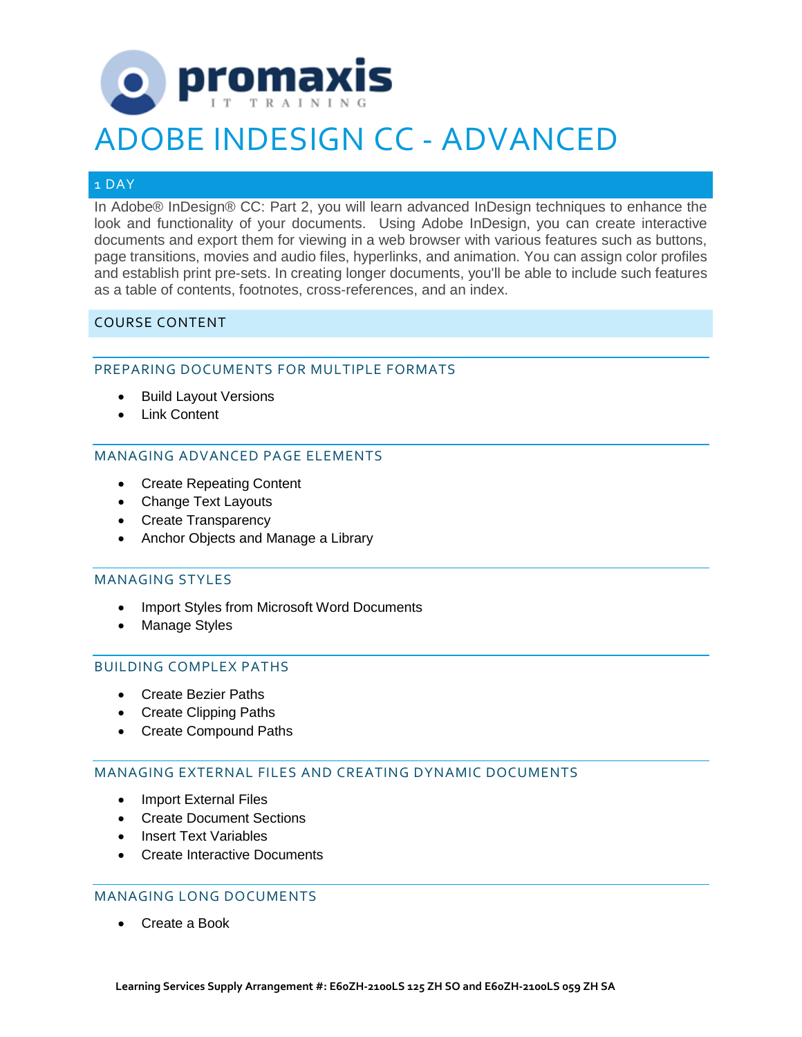promaxis IT TRAINING

# ADOBE INDESIGN CC - ADVANCED

## 1 DAY

In Adobe® InDesign® CC: Part 2, you will learn advanced InDesign techniques to enhance the look and functionality of your documents. Using Adobe InDesign, you can create interactive documents and export them for viewing in a web browser with various features such as buttons, page transitions, movies and audio files, hyperlinks, and animation. You can assign color profiles and establish print pre-sets. In creating longer documents, you'll be able to include such features as a table of contents, footnotes, cross-references, and an index.

## COURSE CONTENT

### PREPARING DOCUMENTS FOR MULTIPLE FORMATS

- Build Layout Versions
- Link Content

### MANAGING ADVANCED PAGE ELEMENTS

- Create Repeating Content
- Change Text Layouts
- Create Transparency
- Anchor Objects and Manage a Library

### MANAGING STYLES

- Import Styles from Microsoft Word Documents
- Manage Styles

### BUILDING COMPLEX PATHS

- Create Bezier Paths
- Create Clipping Paths
- Create Compound Paths

### MANAGING EXTERNAL FILES AND CREATING DYNAMIC DOCUMENTS

- Import External Files
- Create Document Sections
- Insert Text Variables
- Create Interactive Documents

### MANAGING LONG DOCUMENTS

- Create a Book

**Learning Services Supply Arrangement #: E60ZH-2100LS 125 ZH SO and E60ZH-2100LS 059 ZH SA**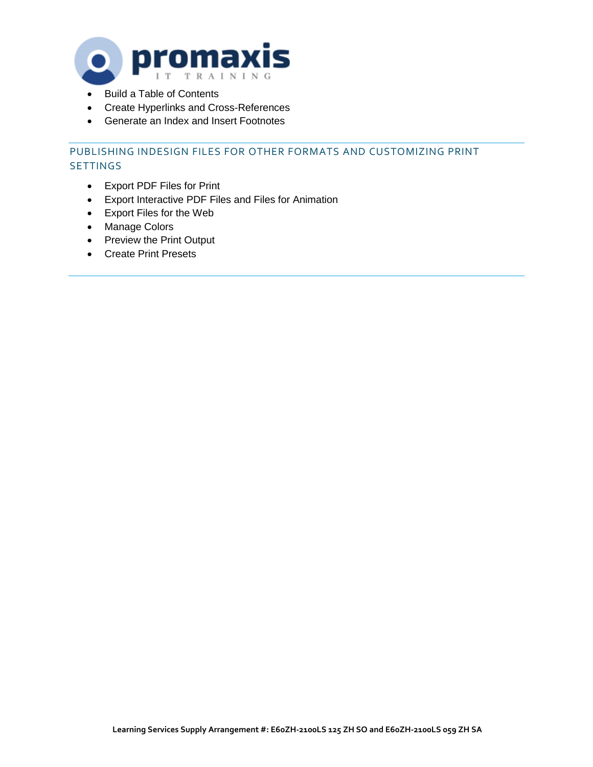- Build a Table of Contents
- Create Hyperlinks and Cross-References
- Generate an Index and Insert Footnotes

## PUBLISHING INDESIGN FILES FOR OTHER FORMATS AND CUSTOMIZING PRINT SETTINGS

- Export PDF Files for Print
- Export Interactive PDF Files and Files for Animation
- Export Files for the Web
- Manage Colors
- Preview the Print Output
- Create Print Presets